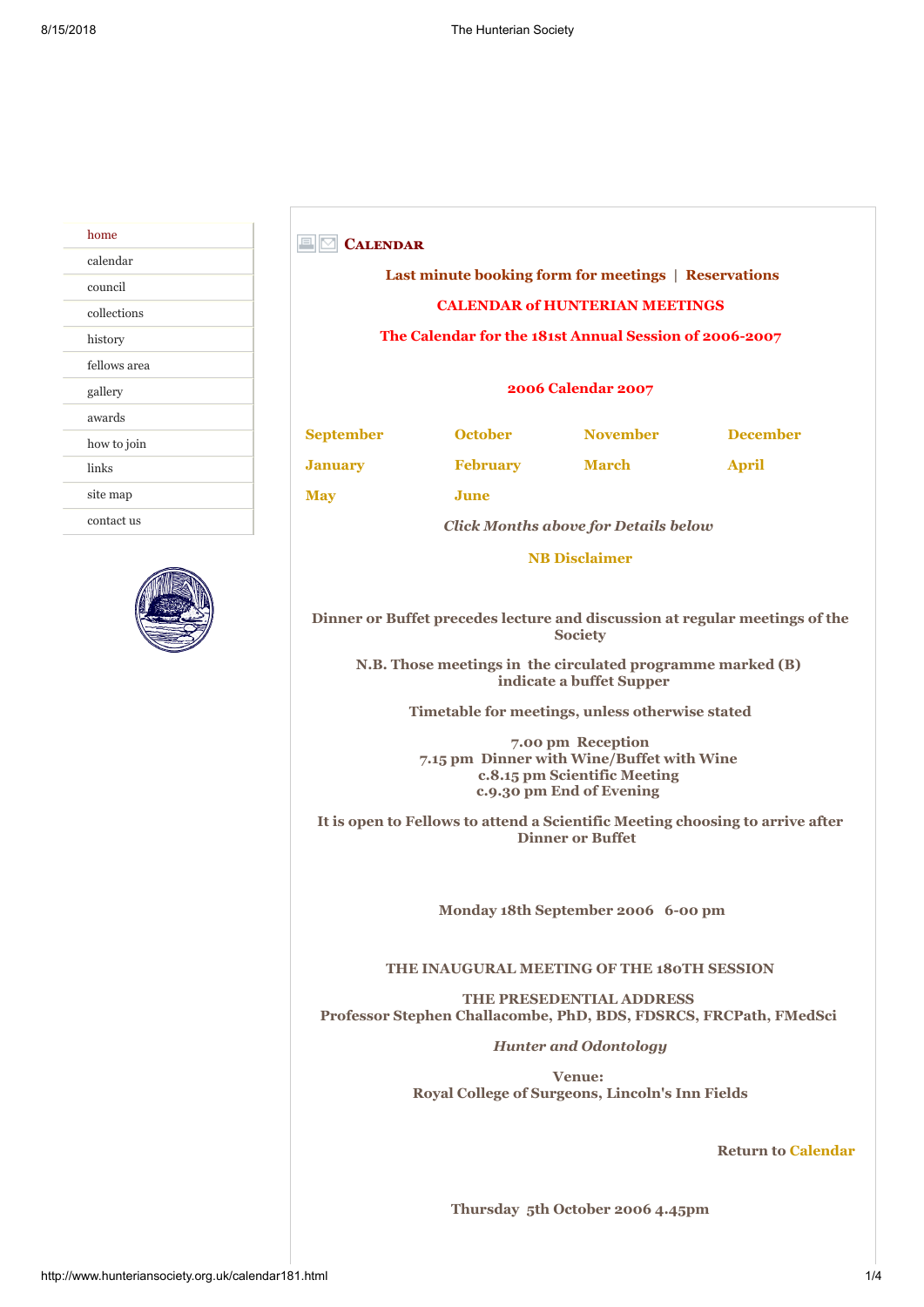- home
- calendar
- council
- collections
- history
- fellows area
- gallery
- awards
- how to join
- links
- site map
- contact us

## Calendar

**Last minute booking form for meetings** | **Reservations**

**CALENDAR of HUNTERIAN MEETINGS**

**The Calendar for the 181st Annual Session of 2006-2007**

**2006 Calendar 2007**

| | | | |
|---|---|---|---|
| **September** | **October** | **November** | **December** |
| **January** | **February** | **March** | **April** |
| **May** | **June** | | |

***Click Months above for Details below***

**NB Disclaimer**

**Dinner or Buffet precedes lecture and discussion at regular meetings of the Society**

**N.B. Those meetings in the circulated programme marked (B) indicate a buffet Supper**

**Timetable for meetings, unless otherwise stated**

**7.00 pm Reception**
**7.15 pm Dinner with Wine/Buffet with Wine**
**c.8.15 pm Scientific Meeting**
**c.9.30 pm End of Evening**

**It is open to Fellows to attend a Scientific Meeting choosing to arrive after Dinner or Buffet**

**Monday 18th September 2006 6-00 pm**

**THE INAUGURAL MEETING OF THE 180TH SESSION**

**THE PRESEDENTIAL ADDRESS**
**Professor Stephen Challacombe, PhD, BDS, FDSRCS, FRCPath, FMedSci**

***Hunter and Odontology***

**Venue:**
**Royal College of Surgeons, Lincoln's Inn Fields**

**Return to Calendar**

**Thursday 5th October 2006 4.45pm**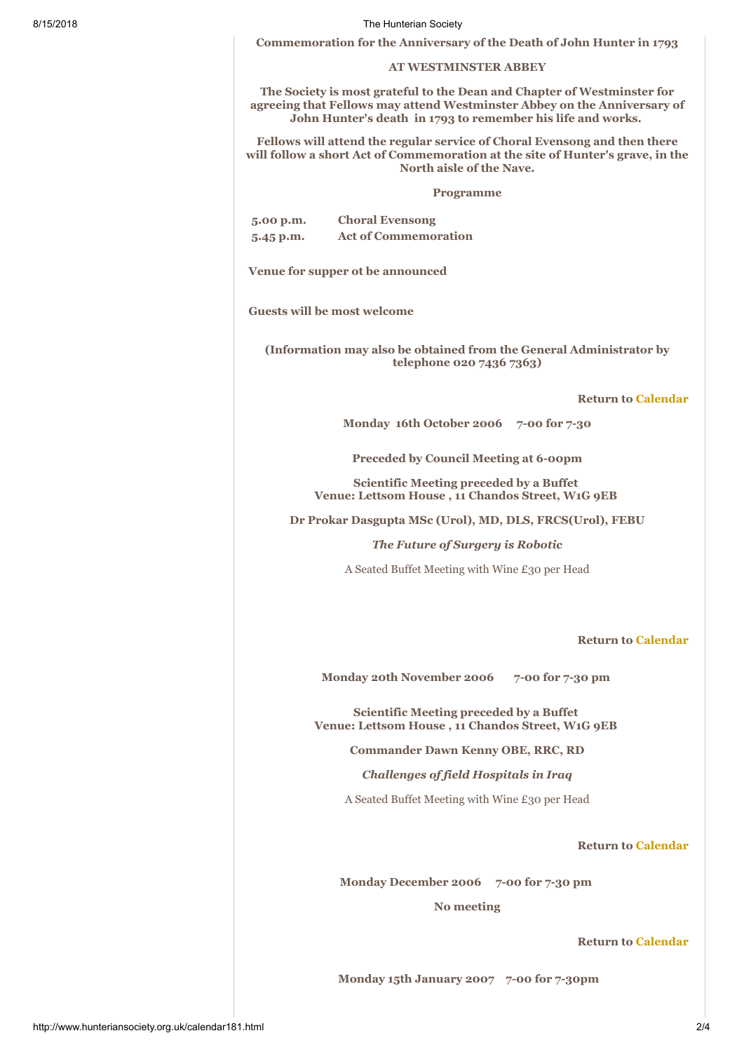**Commemoration for the Anniversary of the Death of John Hunter in 1793**

**AT WESTMINSTER ABBEY**

**The Society is most grateful to the Dean and Chapter of Westminster for agreeing that Fellows may attend Westminster Abbey on the Anniversary of John Hunter's death in 1793 to remember his life and works.**

**Fellows will attend the regular service of Choral Evensong and then there will follow a short Act of Commemoration at the site of Hunter's grave, in the North aisle of the Nave.**

**Programme**

| | |
|---|---|
| **5.00 p.m.** | **Choral Evensong** |
| **5.45 p.m.** | **Act of Commemoration** |

**Venue for supper ot be announced**

**Guests will be most welcome**

**(Information may also be obtained from the General Administrator by telephone 020 7436 7363)**

**Return to Calendar**

**Monday 16th October 2006 7-00 for 7-30**

**Preceded by Council Meeting at 6-00pm**

**Scientific Meeting preceded by a Buffet**
**Venue: Lettsom House , 11 Chandos Street, W1G 9EB**

**Dr Prokar Dasgupta MSc (Urol), MD, DLS, FRCS(Urol), FEBU**

***The Future of Surgery is Robotic***

A Seated Buffet Meeting with Wine £30 per Head

**Return to Calendar**

**Monday 20th November 2006 7-00 for 7-30 pm**

**Scientific Meeting preceded by a Buffet**
**Venue: Lettsom House , 11 Chandos Street, W1G 9EB**

**Commander Dawn Kenny OBE, RRC, RD**

***Challenges of field Hospitals in Iraq***

A Seated Buffet Meeting with Wine £30 per Head

**Return to Calendar**

**Monday December 2006 7-00 for 7-30 pm**

**No meeting**

**Return to Calendar**

**Monday 15th January 2007 7-00 for 7-30pm**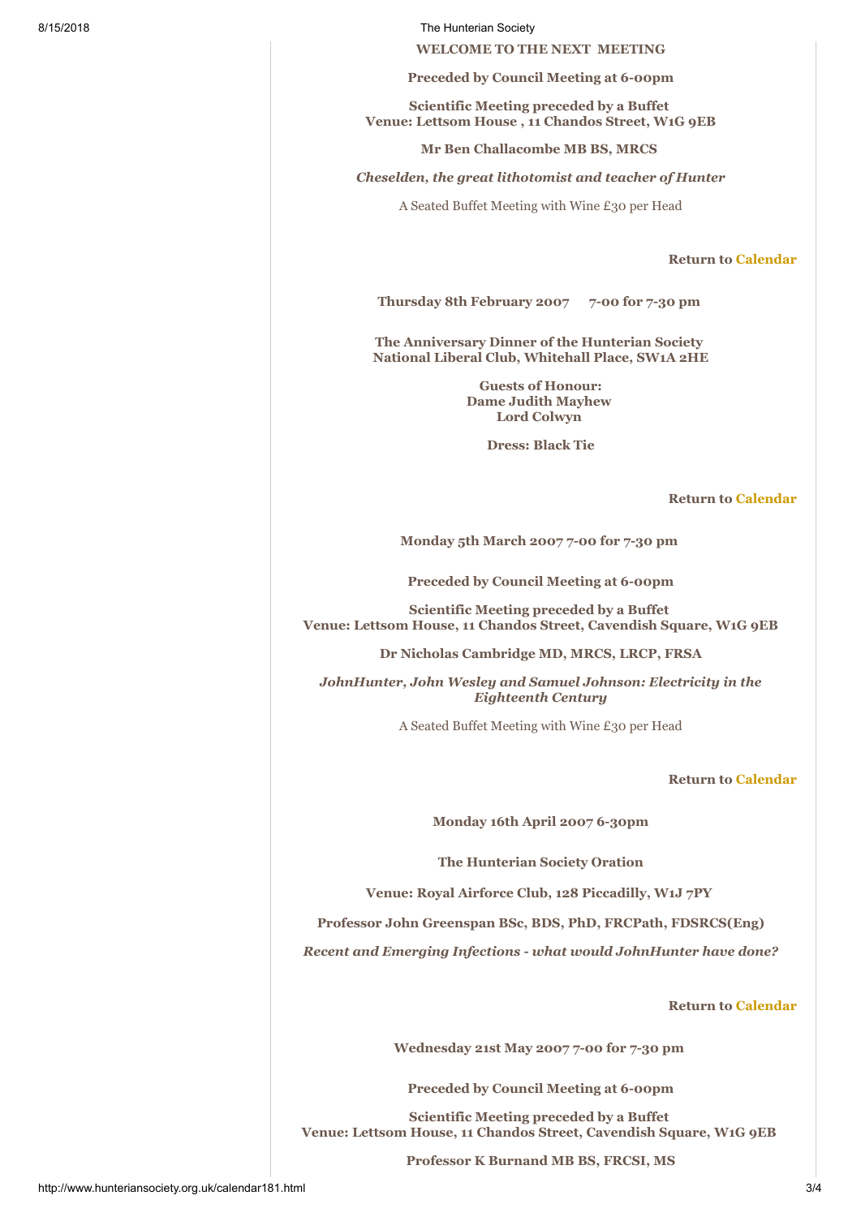**WELCOME TO THE NEXT MEETING**

**Preceded by Council Meeting at 6-00pm**

**Scientific Meeting preceded by a Buffet**
**Venue: Lettsom House , 11 Chandos Street, W1G 9EB**

**Mr Ben Challacombe MB BS, MRCS**

***Cheselden, the great lithotomist and teacher of Hunter***

A Seated Buffet Meeting with Wine £30 per Head

**Return to Calendar**

**Thursday 8th February 2007 7-00 for 7-30 pm**

**The Anniversary Dinner of the Hunterian Society**
**National Liberal Club, Whitehall Place, SW1A 2HE**

**Guests of Honour:**
**Dame Judith Mayhew**
**Lord Colwyn**

**Dress: Black Tie**

**Return to Calendar**

**Monday 5th March 2007 7-00 for 7-30 pm**

**Preceded by Council Meeting at 6-00pm**

**Scientific Meeting preceded by a Buffet**
**Venue: Lettsom House, 11 Chandos Street, Cavendish Square, W1G 9EB**

**Dr Nicholas Cambridge MD, MRCS, LRCP, FRSA**

***JohnHunter, John Wesley and Samuel Johnson: Electricity in the Eighteenth Century***

A Seated Buffet Meeting with Wine £30 per Head

**Return to Calendar**

**Monday 16th April 2007 6-30pm**

**The Hunterian Society Oration**

**Venue: Royal Airforce Club, 128 Piccadilly, W1J 7PY**

**Professor John Greenspan BSc, BDS, PhD, FRCPath, FDSRCS(Eng)**

***Recent and Emerging Infections - what would JohnHunter have done?***

**Return to Calendar**

**Wednesday 21st May 2007 7-00 for 7-30 pm**

**Preceded by Council Meeting at 6-00pm**

**Scientific Meeting preceded by a Buffet**
**Venue: Lettsom House, 11 Chandos Street, Cavendish Square, W1G 9EB**

**Professor K Burnand MB BS, FRCSI, MS**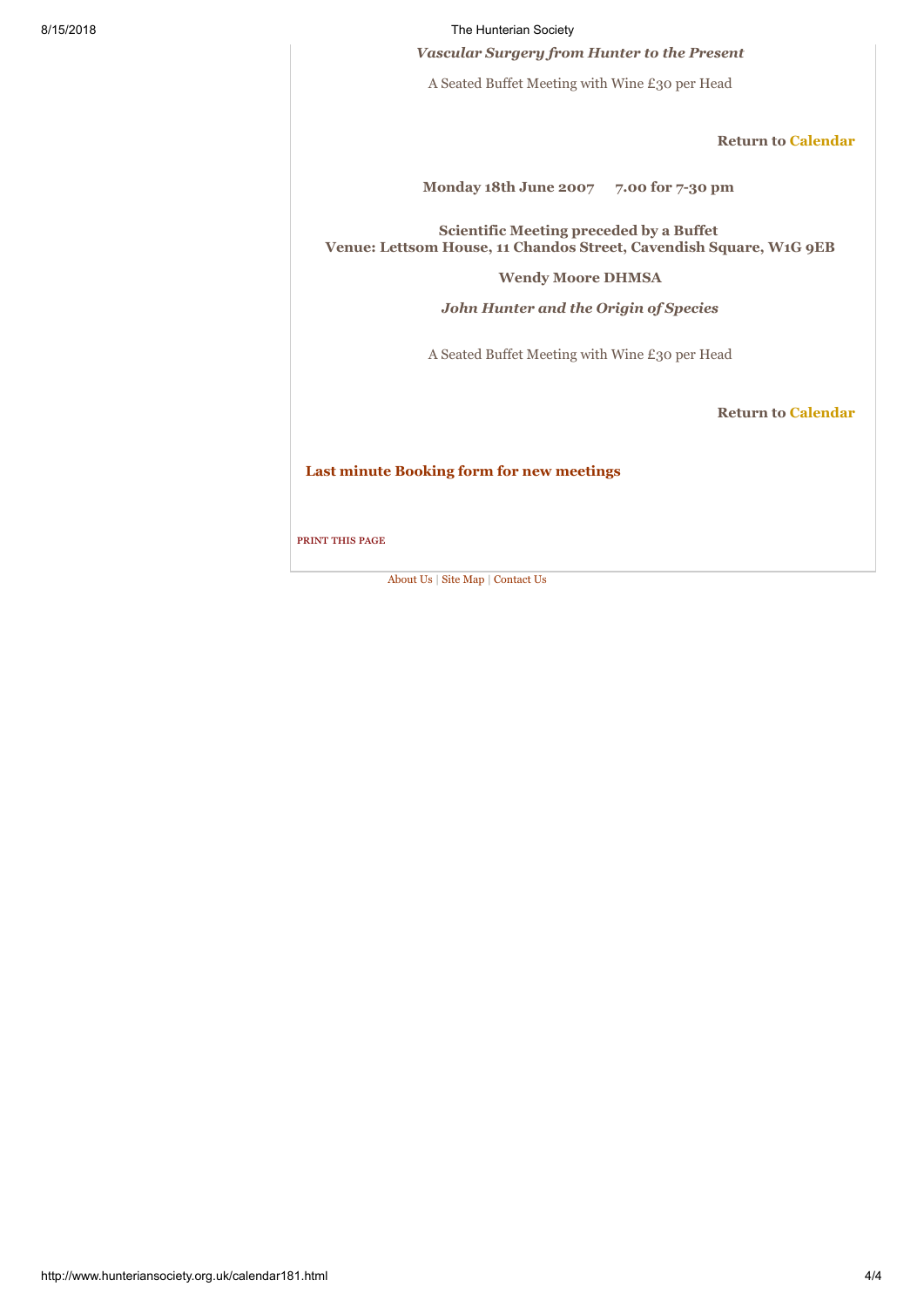***Vascular Surgery from Hunter to the Present***

A Seated Buffet Meeting with Wine £30 per Head

**Return to Calendar**

**Monday 18th June 2007 7.00 for 7-30 pm**

**Scientific Meeting preceded by a Buffet**
**Venue: Lettsom House, 11 Chandos Street, Cavendish Square, W1G 9EB**

**Wendy Moore DHMSA**

***John Hunter and the Origin of Species***

A Seated Buffet Meeting with Wine £30 per Head

**Return to Calendar**

**Last minute Booking form for new meetings**

PRINT THIS PAGE

About Us | Site Map | Contact Us